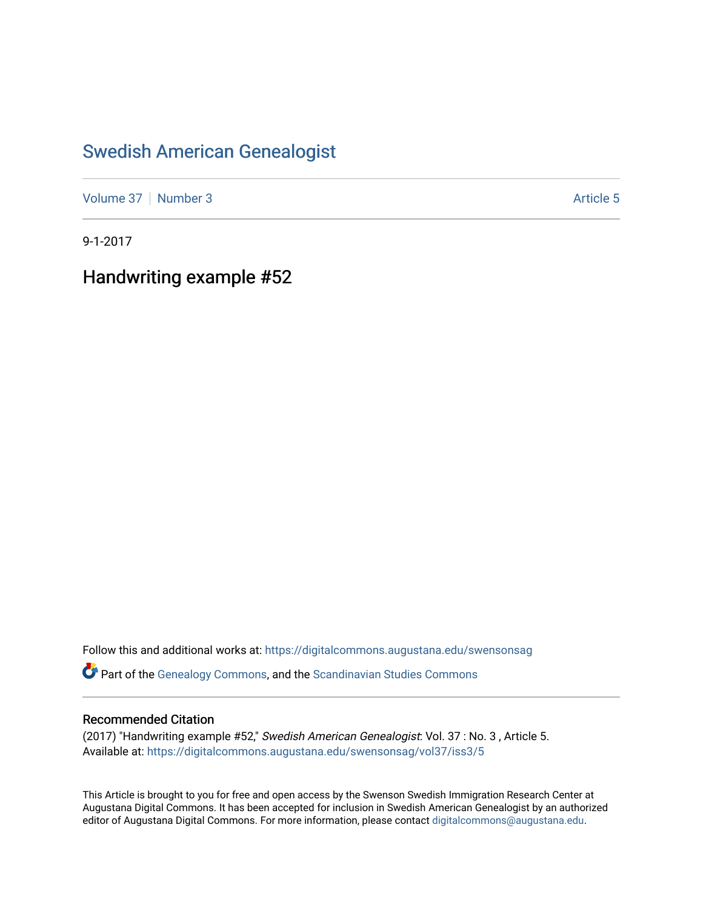# Swedish American Genealogist

Volume 37 | Number 3 | Article 5

9-1-2017

## Handwriting example #52

Follow this and additional works at: https://digitalcommons.augustana.edu/swensonsag

Part of the Genealogy Commons, and the Scandinavian Studies Commons

### Recommended Citation

(2017) "Handwriting example #52," *Swedish American Genealogist*: Vol. 37 : No. 3 , Article 5.
Available at: https://digitalcommons.augustana.edu/swensonsag/vol37/iss3/5

This Article is brought to you for free and open access by the Swenson Swedish Immigration Research Center at Augustana Digital Commons. It has been accepted for inclusion in Swedish American Genealogist by an authorized editor of Augustana Digital Commons. For more information, please contact digitalcommons@augustana.edu.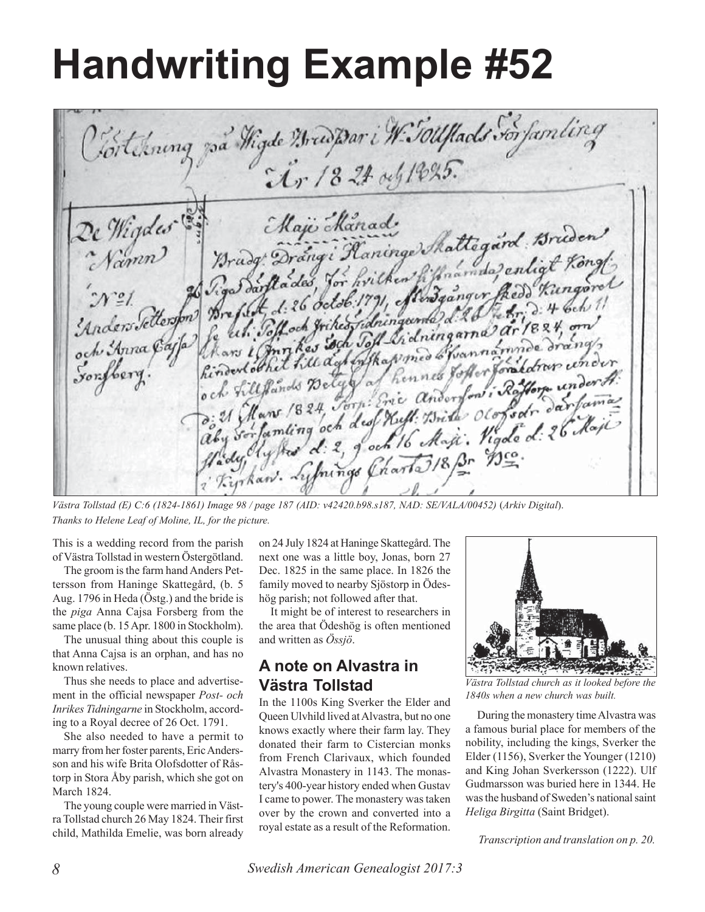# Handwriting Example #52

*Västra Tollstad (E) C:6 (1824-1861) Image 98 / page 187 (AID: v42420.b98.s187, NAD: SE/VALA/00452) (Arkiv Digital). Thanks to Helene Leaf of Moline, IL, for the picture.*

This is a wedding record from the parish of Västra Tollstad in western Östergötland.

The groom is the farm hand Anders Pettersson from Haninge Skattegård, (b. 5 Aug. 1796 in Heda (Östg.) and the bride is the *piga* Anna Cajsa Forsberg from the same place (b. 15 Apr. 1800 in Stockholm).

The unusual thing about this couple is that Anna Cajsa is an orphan, and has no known relatives.

Thus she needs to place and advertisement in the official newspaper *Post- och Inrikes Tidningarne* in Stockholm, according to a Royal decree of 26 Oct. 1791.

She also needed to have a permit to marry from her foster parents, Eric Andersson and his wife Brita Olofsdotter of Råstorp in Stora Åby parish, which she got on March 1824.

The young couple were married in Västra Tollstad church 26 May 1824. Their first child, Mathilda Emelie, was born already on 24 July 1824 at Haninge Skattegård. The next one was a little boy, Jonas, born 27 Dec. 1825 in the same place. In 1826 the family moved to nearby Sjöstorp in Ödeshög parish; not followed after that.

It might be of interest to researchers in the area that Ödeshög is often mentioned and written as *Össjö*.

## A note on Alvastra in Västra Tollstad

In the 1100s King Sverker the Elder and Queen Ulvhild lived at Alvastra, but no one knows exactly where their farm lay. They donated their farm to Cistercian monks from French Clarivaux, which founded Alvastra Monastery in 1143. The monastery's 400-year history ended when Gustav I came to power. The monastery was taken over by the crown and converted into a royal estate as a result of the Reformation.

*Västra Tollstad church as it looked before the 1840s when a new church was built.*

During the monastery time Alvastra was a famous burial place for members of the nobility, including the kings, Sverker the Elder (1156), Sverker the Younger (1210) and King Johan Sverkersson (1222). Ulf Gudmarsson was buried here in 1344. He was the husband of Sweden's national saint *Heliga Birgitta* (Saint Bridget).

*Transcription and translation on p. 20.*